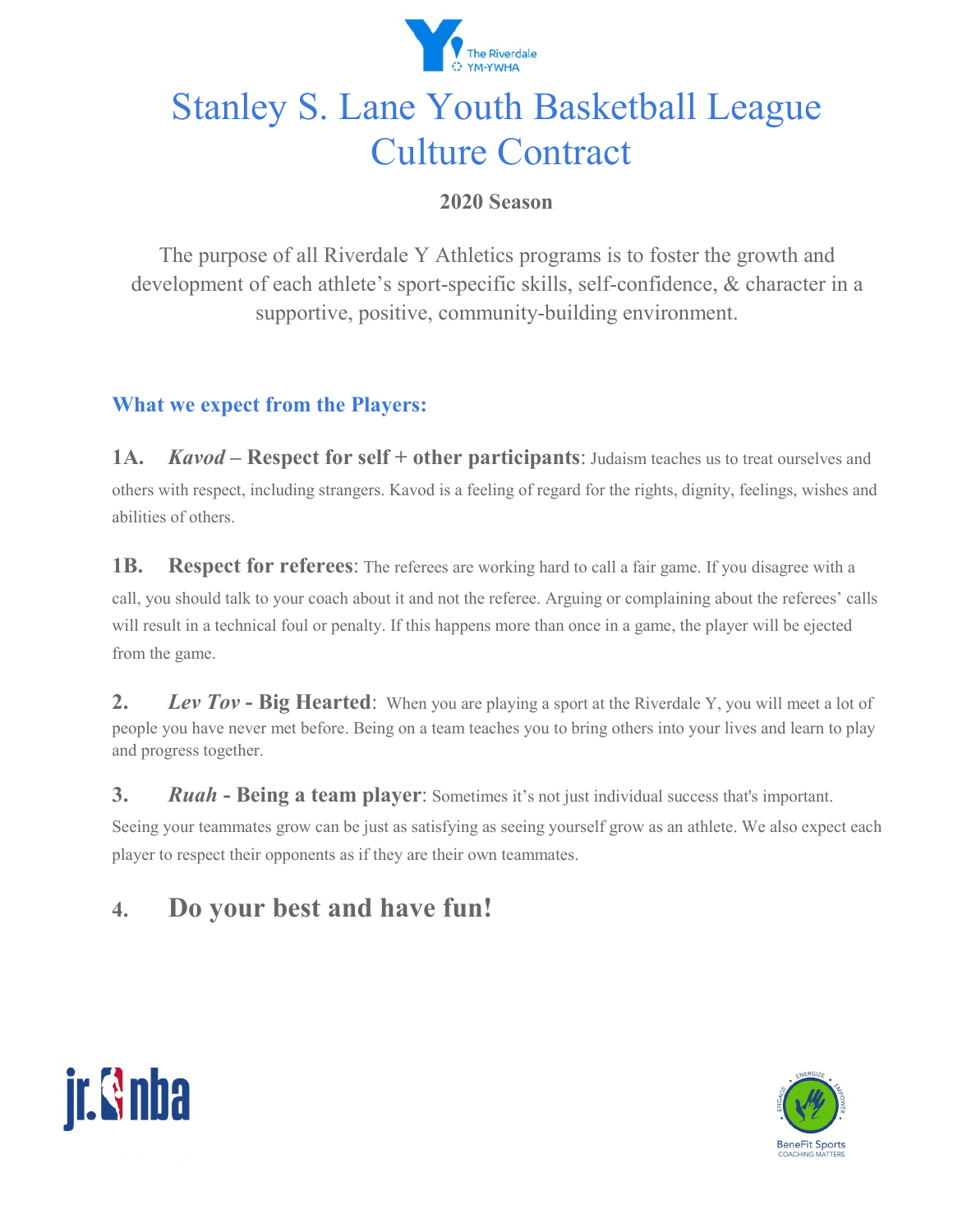# Stanley S. Lane Youth Basketball League Culture Contract

**2020 Season**

The purpose of all Riverdale Y Athletics programs is to foster the growth and development of each athlete's sport-specific skills, self-confidence, & character in a supportive, positive, community-building environment.

## What we expect from the Players:

**1A.** ***Kavod*** **– Respect for self + other participants**: Judaism teaches us to treat ourselves and others with respect, including strangers. Kavod is a feeling of regard for the rights, dignity, feelings, wishes and abilities of others.

**1B.** **Respect for referees**: The referees are working hard to call a fair game. If you disagree with a call, you should talk to your coach about it and not the referee. Arguing or complaining about the referees' calls will result in a technical foul or penalty. If this happens more than once in a game, the player will be ejected from the game.

**2.** ***Lev Tov*** **- Big Hearted**: When you are playing a sport at the Riverdale Y, you will meet a lot of people you have never met before. Being on a team teaches you to bring others into your lives and learn to play and progress together.

**3.** ***Ruah*** **- Being a team player**: Sometimes it's not just individual success that's important. Seeing your teammates grow can be just as satisfying as seeing yourself grow as an athlete. We also expect each player to respect their opponents as if they are their own teammates.

**4.** **Do your best and have fun!**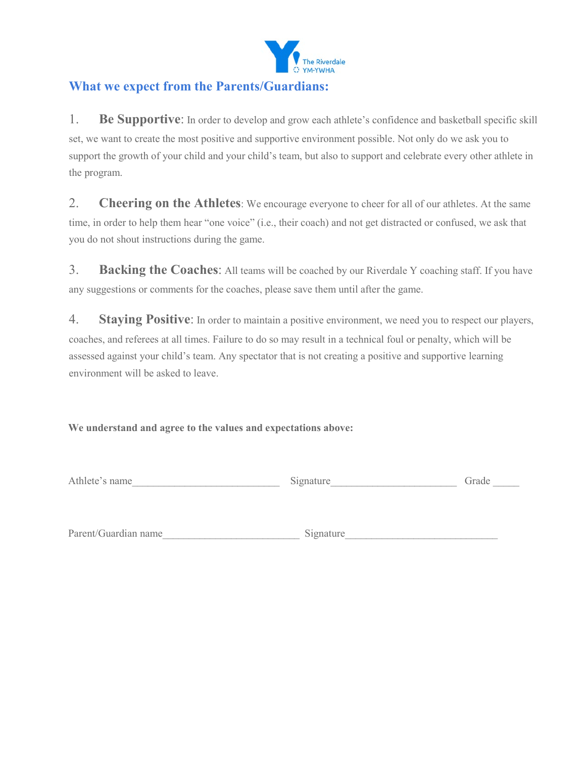The Riverdale YM-YWHA

## What we expect from the Parents/Guardians:

1. **Be Supportive**: In order to develop and grow each athlete's confidence and basketball specific skill set, we want to create the most positive and supportive environment possible. Not only do we ask you to support the growth of your child and your child's team, but also to support and celebrate every other athlete in the program.

2. **Cheering on the Athletes**: We encourage everyone to cheer for all of our athletes. At the same time, in order to help them hear "one voice" (i.e., their coach) and not get distracted or confused, we ask that you do not shout instructions during the game.

3. **Backing the Coaches**: All teams will be coached by our Riverdale Y coaching staff. If you have any suggestions or comments for the coaches, please save them until after the game.

4. **Staying Positive**: In order to maintain a positive environment, we need you to respect our players, coaches, and referees at all times. Failure to do so may result in a technical foul or penalty, which will be assessed against your child's team. Any spectator that is not creating a positive and supportive learning environment will be asked to leave.

**We understand and agree to the values and expectations above:**

Athlete's name____________________________ Signature________________________ Grade _____

Parent/Guardian name__________________________ Signature_____________________________